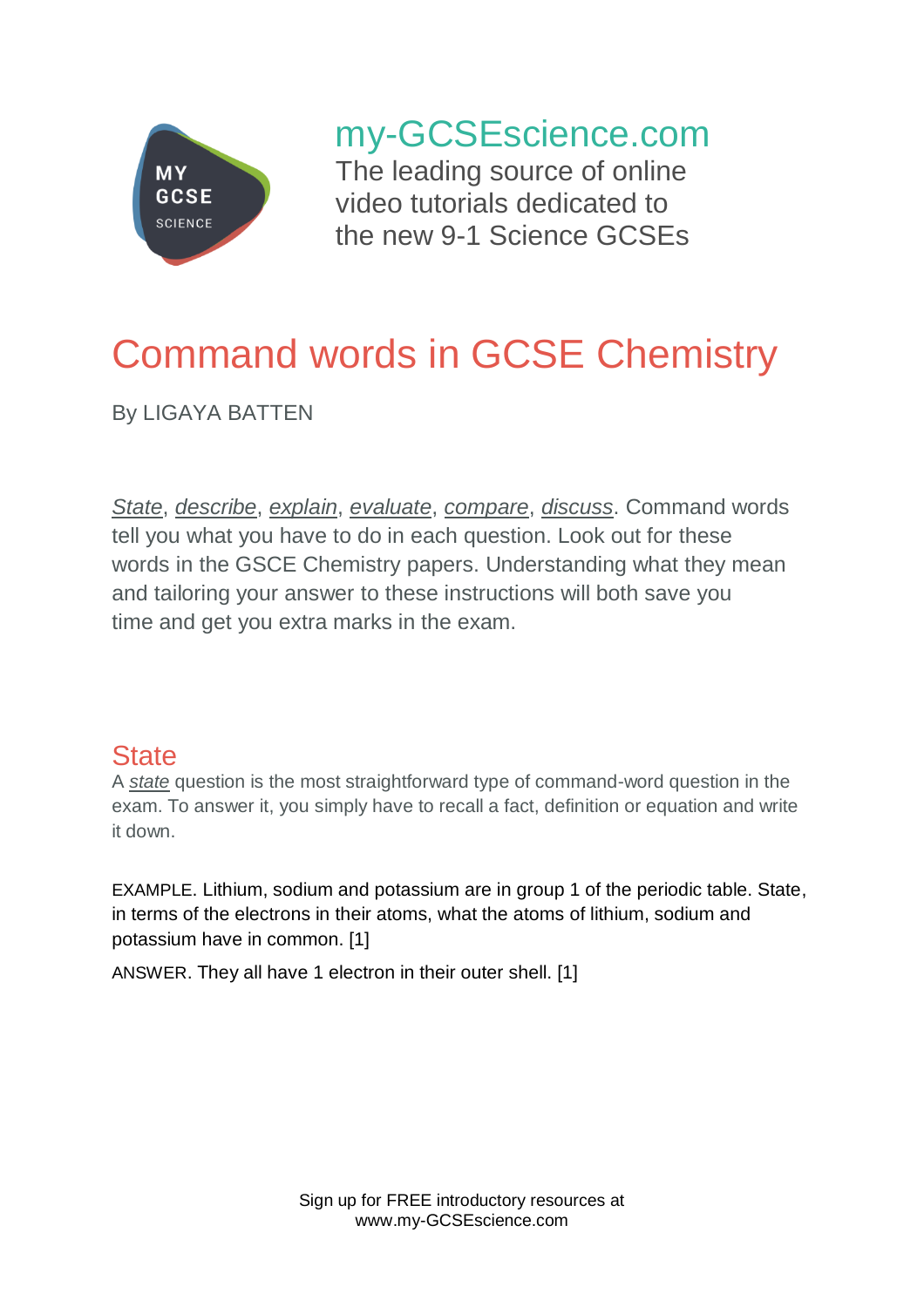my-GCSEscience.com

The leading source of online video tutorials dedicated to the new 9-1 Science GCSEs

# Command words in GCSE Chemistry

By LIGAYA BATTEN

*State*, *describe*, *explain*, *evaluate*, *compare*, *discuss*. Command words tell you what you have to do in each question. Look out for these words in the GSCE Chemistry papers. Understanding what they mean and tailoring your answer to these instructions will both save you time and get you extra marks in the exam.

## State

A *state* question is the most straightforward type of command-word question in the exam. To answer it, you simply have to recall a fact, definition or equation and write it down.

EXAMPLE. Lithium, sodium and potassium are in group 1 of the periodic table. State, in terms of the electrons in their atoms, what the atoms of lithium, sodium and potassium have in common. [1]

ANSWER. They all have 1 electron in their outer shell. [1]

Sign up for FREE introductory resources at www.my-GCSEscience.com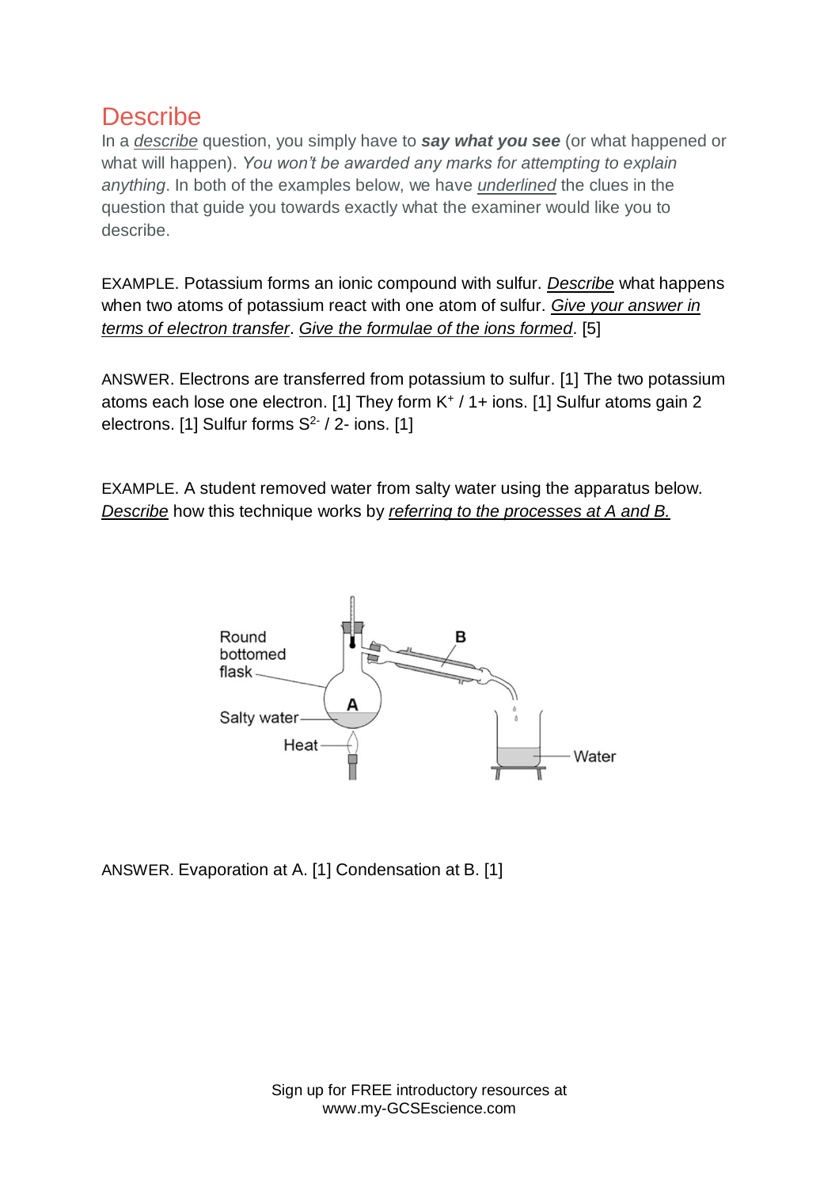# Describe

In a <u>*describe*</u> question, you simply have to ***say what you see*** (or what happened or what will happen). *You won't be awarded any marks for attempting to explain anything*. In both of the examples below, we have <u>*underlined*</u> the clues in the question that guide you towards exactly what the examiner would like you to describe.

EXAMPLE. Potassium forms an ionic compound with sulfur. <u>*Describe*</u> what happens when two atoms of potassium react with one atom of sulfur. <u>*Give your answer in terms of electron transfer*</u>. <u>*Give the formulae of the ions formed*</u>. [5]

ANSWER. Electrons are transferred from potassium to sulfur. [1] The two potassium atoms each lose one electron. [1] They form $K^+$ / 1+ ions. [1] Sulfur atoms gain 2 electrons. [1] Sulfur forms $S^{2-}$ / 2- ions. [1]

EXAMPLE. A student removed water from salty water using the apparatus below. <u>*Describe*</u> how this technique works by <u>*referring to the processes at A and B.*</u>

Round bottomed flask

B

A

Salty water

Heat

Water

ANSWER. Evaporation at A. [1] Condensation at B. [1]

Sign up for FREE introductory resources at www.my-GCSEscience.com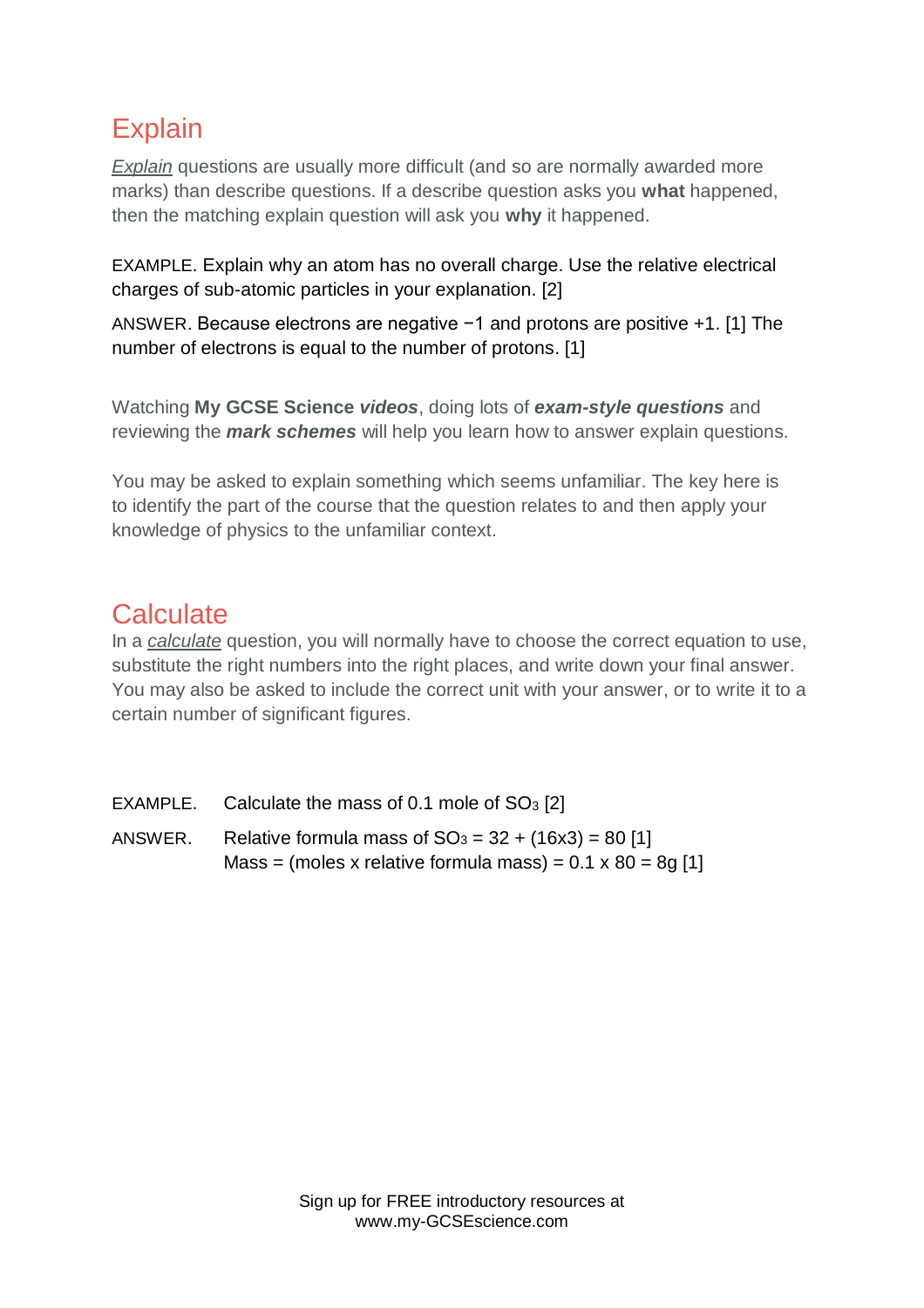## Explain

*Explain* questions are usually more difficult (and so are normally awarded more marks) than describe questions. If a describe question asks you **what** happened, then the matching explain question will ask you **why** it happened.

EXAMPLE. Explain why an atom has no overall charge. Use the relative electrical charges of sub-atomic particles in your explanation. [2]

ANSWER. Because electrons are negative −1 and protons are positive +1. [1] The number of electrons is equal to the number of protons. [1]

Watching **My GCSE Science *videos***, doing lots of ***exam-style questions*** and reviewing the ***mark schemes*** will help you learn how to answer explain questions.

You may be asked to explain something which seems unfamiliar. The key here is to identify the part of the course that the question relates to and then apply your knowledge of physics to the unfamiliar context.

## Calculate

In a *calculate* question, you will normally have to choose the correct equation to use, substitute the right numbers into the right places, and write down your final answer. You may also be asked to include the correct unit with your answer, or to write it to a certain number of significant figures.

EXAMPLE. Calculate the mass of 0.1 mole of $SO_3$ [2]

ANSWER. Relative formula mass of $SO_3$ = 32 + (16x3) = 80 [1]
Mass = (moles x relative formula mass) = 0.1 x 80 = 8g [1]

Sign up for FREE introductory resources at
www.my-GCSEscience.com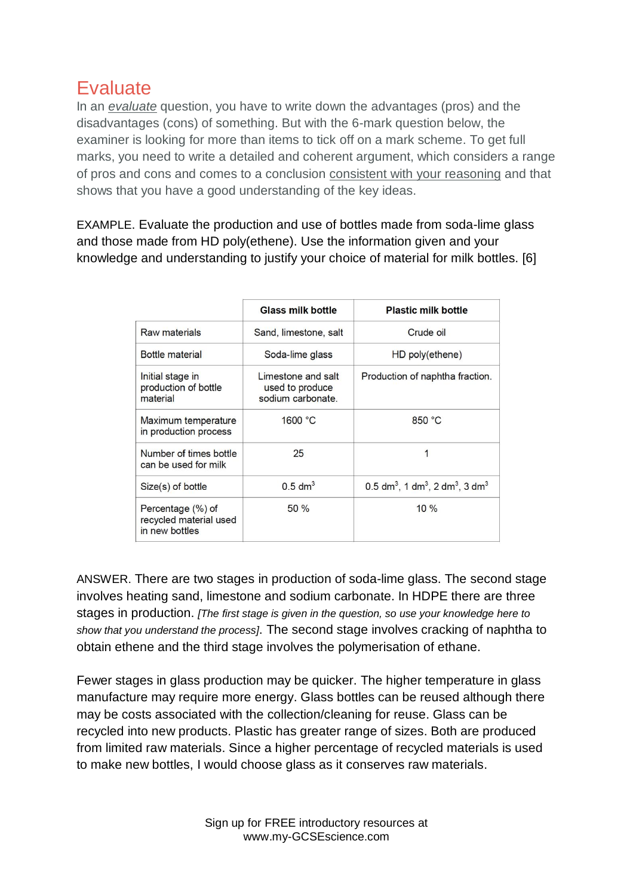# Evaluate

In an *evaluate* question, you have to write down the advantages (pros) and the disadvantages (cons) of something. But with the 6-mark question below, the examiner is looking for more than items to tick off on a mark scheme. To get full marks, you need to write a detailed and coherent argument, which considers a range of pros and cons and comes to a conclusion consistent with your reasoning and that shows that you have a good understanding of the key ideas.

EXAMPLE. Evaluate the production and use of bottles made from soda-lime glass and those made from HD poly(ethene). Use the information given and your knowledge and understanding to justify your choice of material for milk bottles. [6]

| | Glass milk bottle | Plastic milk bottle |
|---|---|---|
| Raw materials | Sand, limestone, salt | Crude oil |
| Bottle material | Soda-lime glass | HD poly(ethene) |
| Initial stage in production of bottle material | Limestone and salt used to produce sodium carbonate. | Production of naphtha fraction. |
| Maximum temperature in production process | 1600 °C | 850 °C |
| Number of times bottle can be used for milk | 25 | 1 |
| Size(s) of bottle | 0.5 $dm^3$ | 0.5 $dm^3$, 1 $dm^3$, 2 $dm^3$, 3 $dm^3$ |
| Percentage (%) of recycled material used in new bottles | 50 % | 10 % |

ANSWER. There are two stages in production of soda-lime glass. The second stage involves heating sand, limestone and sodium carbonate. In HDPE there are three stages in production. *[The first stage is given in the question, so use your knowledge here to show that you understand the process]*. The second stage involves cracking of naphtha to obtain ethene and the third stage involves the polymerisation of ethane.

Fewer stages in glass production may be quicker. The higher temperature in glass manufacture may require more energy. Glass bottles can be reused although there may be costs associated with the collection/cleaning for reuse. Glass can be recycled into new products. Plastic has greater range of sizes. Both are produced from limited raw materials. Since a higher percentage of recycled materials is used to make new bottles, I would choose glass as it conserves raw materials.

Sign up for FREE introductory resources at www.my-GCSEscience.com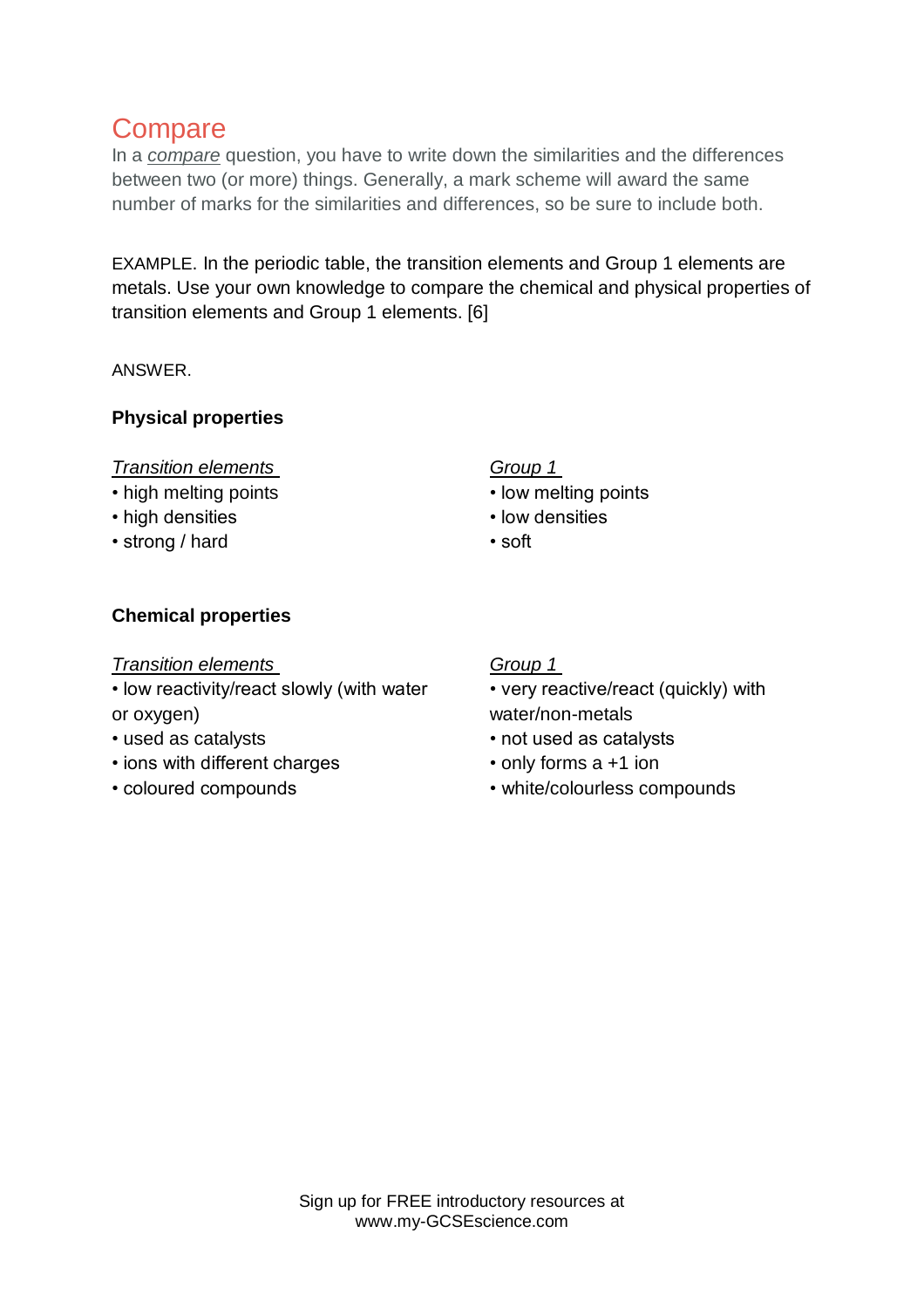# Compare

In a *compare* question, you have to write down the similarities and the differences between two (or more) things. Generally, a mark scheme will award the same number of marks for the similarities and differences, so be sure to include both.

EXAMPLE. In the periodic table, the transition elements and Group 1 elements are metals. Use your own knowledge to compare the chemical and physical properties of transition elements and Group 1 elements. [6]

ANSWER.

**Physical properties**

*Transition elements*
- high melting points
- high densities
- strong / hard

*Group 1*
- low melting points
- low densities
- soft

**Chemical properties**

*Transition elements*
- low reactivity/react slowly (with water or oxygen)
- used as catalysts
- ions with different charges
- coloured compounds

*Group 1*
- very reactive/react (quickly) with water/non-metals
- not used as catalysts
- only forms a +1 ion
- white/colourless compounds

Sign up for FREE introductory resources at www.my-GCSEscience.com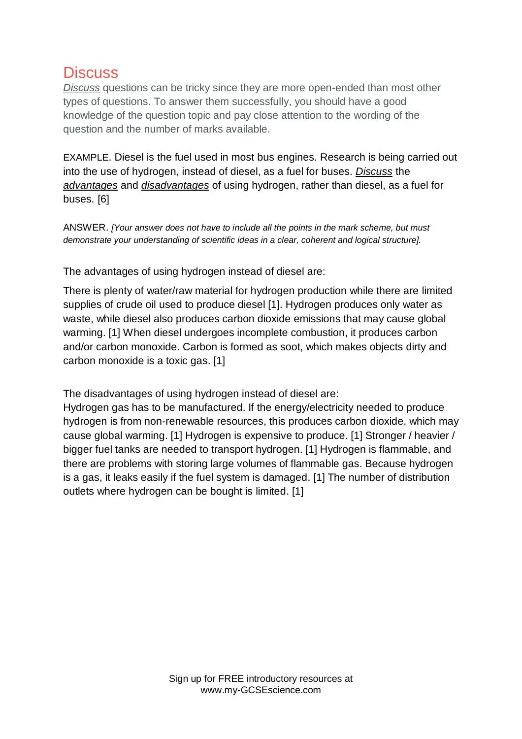# Discuss

*Discuss* questions can be tricky since they are more open-ended than most other types of questions. To answer them successfully, you should have a good knowledge of the question topic and pay close attention to the wording of the question and the number of marks available.

EXAMPLE. Diesel is the fuel used in most bus engines. Research is being carried out into the use of hydrogen, instead of diesel, as a fuel for buses. *Discuss* the *advantages* and *disadvantages* of using hydrogen, rather than diesel, as a fuel for buses. [6]

ANSWER. *[Your answer does not have to include all the points in the mark scheme, but must demonstrate your understanding of scientific ideas in a clear, coherent and logical structure].*

The advantages of using hydrogen instead of diesel are:

There is plenty of water/raw material for hydrogen production while there are limited supplies of crude oil used to produce diesel [1]. Hydrogen produces only water as waste, while diesel also produces carbon dioxide emissions that may cause global warming. [1] When diesel undergoes incomplete combustion, it produces carbon and/or carbon monoxide. Carbon is formed as soot, which makes objects dirty and carbon monoxide is a toxic gas. [1]

The disadvantages of using hydrogen instead of diesel are:
Hydrogen gas has to be manufactured. If the energy/electricity needed to produce hydrogen is from non-renewable resources, this produces carbon dioxide, which may cause global warming. [1] Hydrogen is expensive to produce. [1] Stronger / heavier / bigger fuel tanks are needed to transport hydrogen. [1] Hydrogen is flammable, and there are problems with storing large volumes of flammable gas. Because hydrogen is a gas, it leaks easily if the fuel system is damaged. [1] The number of distribution outlets where hydrogen can be bought is limited. [1]

Sign up for FREE introductory resources at www.my-GCSEscience.com